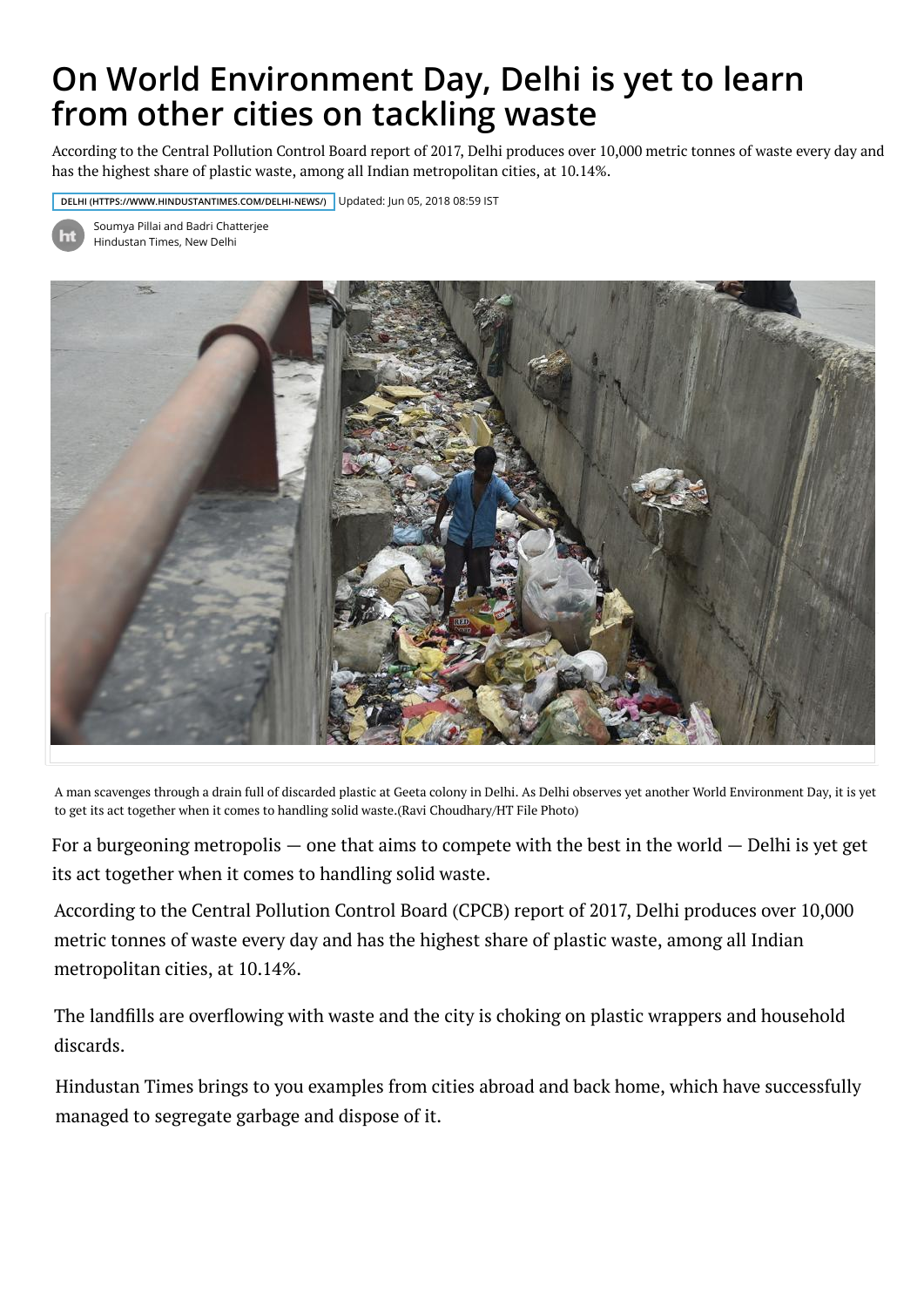# On World Environment Day, Delhi is yet to learn from other cities on tackling waste

According to the Central Pollution Control Board report of 2017, Delhi produces over 10,000 metric tonnes of waste every day and has the highest share of plastic waste, among all Indian metropolitan cities, at 10.14%.

DELHI (HTTPS://WWW.HINDUSTANTIMES.COM/DELHI-NEWS/) Updated: Jun 05, 2018 08:59 IST

Soumya Pillai and Badri Chatterjee
Hindustan Times, New Delhi

A man scavenges through a drain full of discarded plastic at Geeta colony in Delhi. As Delhi observes yet another World Environment Day, it is yet to get its act together when it comes to handling solid waste.(Ravi Choudhary/HT File Photo)

For a burgeoning metropolis — one that aims to compete with the best in the world — Delhi is yet get its act together when it comes to handling solid waste.

According to the Central Pollution Control Board (CPCB) report of 2017, Delhi produces over 10,000 metric tonnes of waste every day and has the highest share of plastic waste, among all Indian metropolitan cities, at 10.14%.

The landfills are overflowing with waste and the city is choking on plastic wrappers and household discards.

Hindustan Times brings to you examples from cities abroad and back home, which have successfully managed to segregate garbage and dispose of it.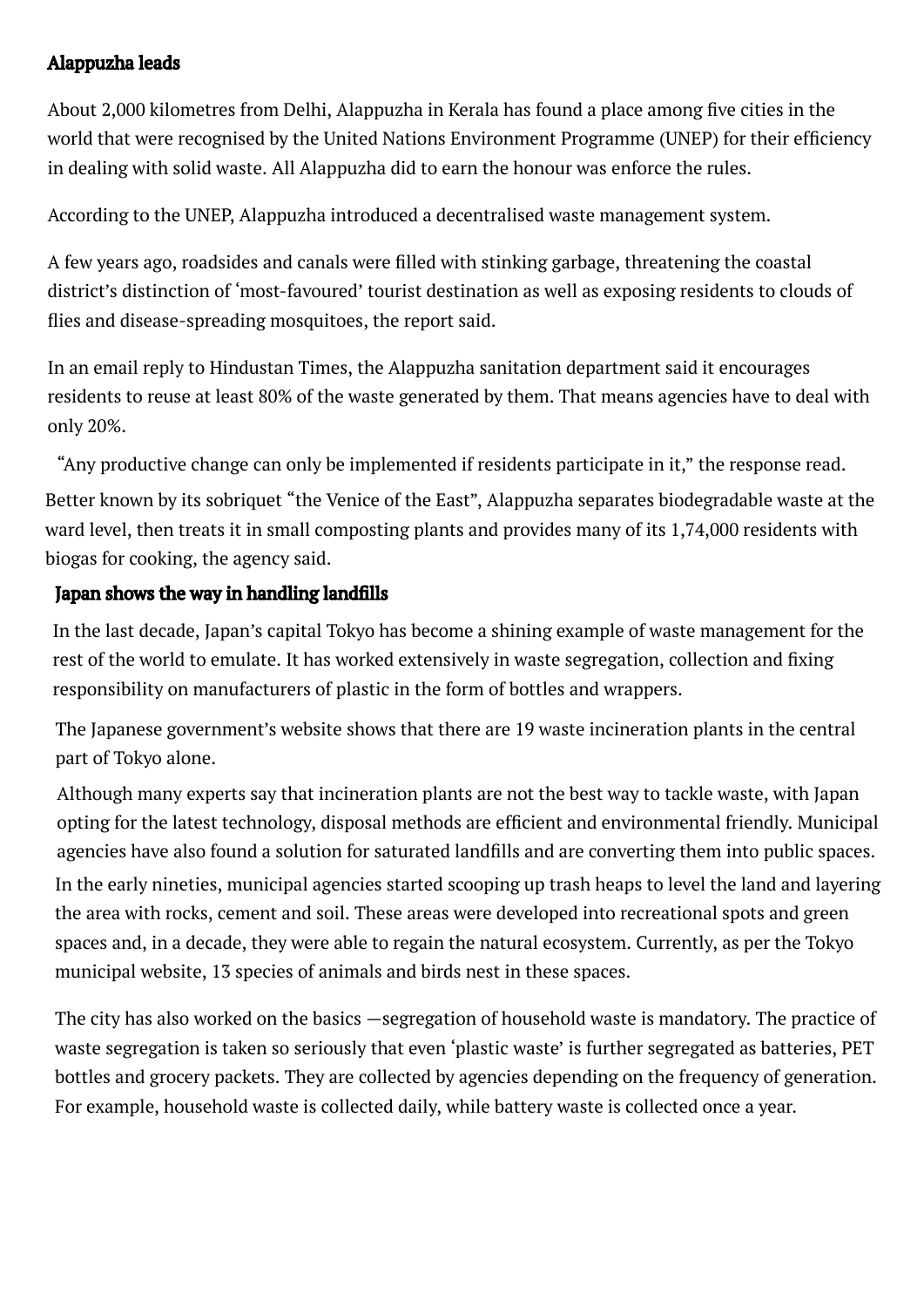## Alappuzha leads

About 2,000 kilometres from Delhi, Alappuzha in Kerala has found a place among five cities in the world that were recognised by the United Nations Environment Programme (UNEP) for their efficiency in dealing with solid waste. All Alappuzha did to earn the honour was enforce the rules.

According to the UNEP, Alappuzha introduced a decentralised waste management system.

A few years ago, roadsides and canals were filled with stinking garbage, threatening the coastal district's distinction of 'most-favoured' tourist destination as well as exposing residents to clouds of flies and disease-spreading mosquitoes, the report said.

In an email reply to Hindustan Times, the Alappuzha sanitation department said it encourages residents to reuse at least 80% of the waste generated by them. That means agencies have to deal with only 20%.

"Any productive change can only be implemented if residents participate in it," the response read.

Better known by its sobriquet "the Venice of the East", Alappuzha separates biodegradable waste at the ward level, then treats it in small composting plants and provides many of its 1,74,000 residents with biogas for cooking, the agency said.

## Japan shows the way in handling landfills

In the last decade, Japan's capital Tokyo has become a shining example of waste management for the rest of the world to emulate. It has worked extensively in waste segregation, collection and fixing responsibility on manufacturers of plastic in the form of bottles and wrappers.

The Japanese government's website shows that there are 19 waste incineration plants in the central part of Tokyo alone.

Although many experts say that incineration plants are not the best way to tackle waste, with Japan opting for the latest technology, disposal methods are efficient and environmental friendly. Municipal agencies have also found a solution for saturated landfills and are converting them into public spaces.

In the early nineties, municipal agencies started scooping up trash heaps to level the land and layering the area with rocks, cement and soil. These areas were developed into recreational spots and green spaces and, in a decade, they were able to regain the natural ecosystem. Currently, as per the Tokyo municipal website, 13 species of animals and birds nest in these spaces.

The city has also worked on the basics —segregation of household waste is mandatory. The practice of waste segregation is taken so seriously that even 'plastic waste' is further segregated as batteries, PET bottles and grocery packets. They are collected by agencies depending on the frequency of generation. For example, household waste is collected daily, while battery waste is collected once a year.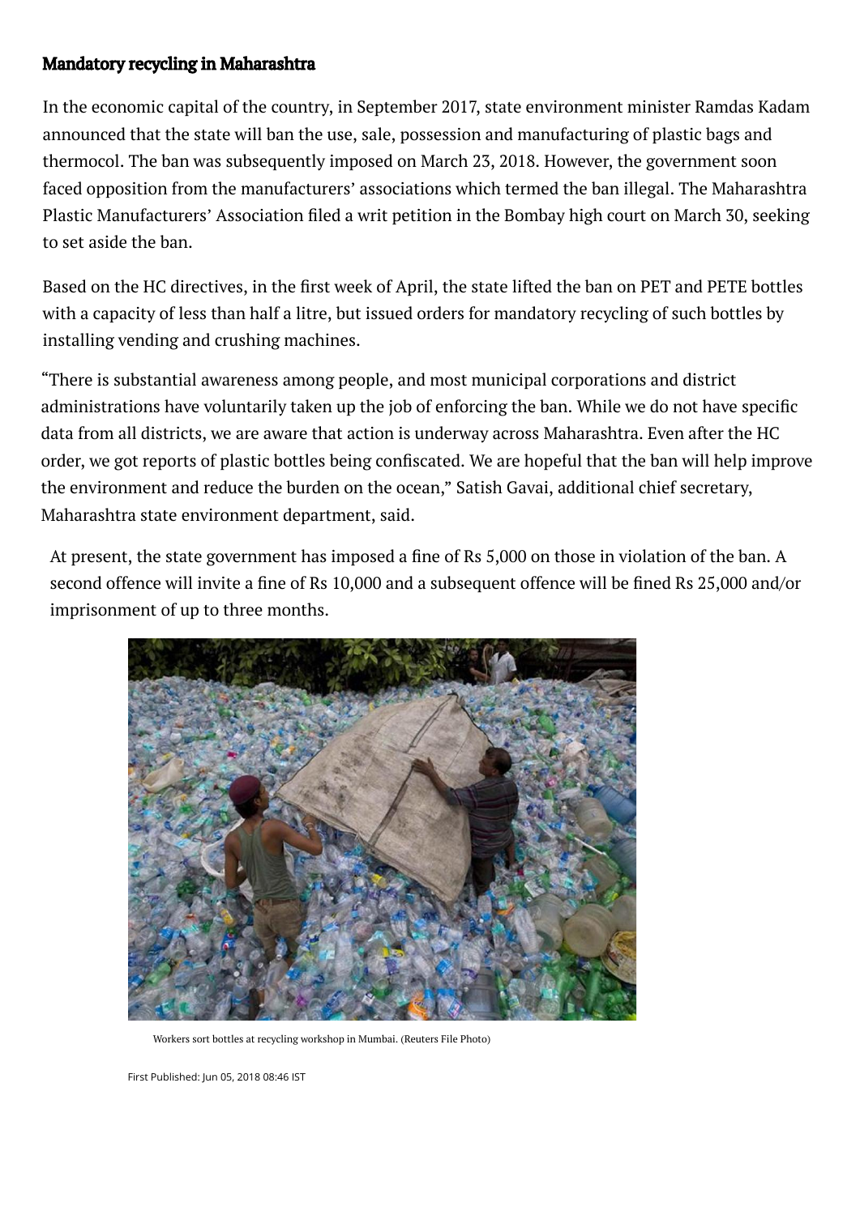### Mandatory recycling in Maharashtra

In the economic capital of the country, in September 2017, state environment minister Ramdas Kadam announced that the state will ban the use, sale, possession and manufacturing of plastic bags and thermocol. The ban was subsequently imposed on March 23, 2018. However, the government soon faced opposition from the manufacturers' associations which termed the ban illegal. The Maharashtra Plastic Manufacturers' Association filed a writ petition in the Bombay high court on March 30, seeking to set aside the ban.

Based on the HC directives, in the first week of April, the state lifted the ban on PET and PETE bottles with a capacity of less than half a litre, but issued orders for mandatory recycling of such bottles by installing vending and crushing machines.

"There is substantial awareness among people, and most municipal corporations and district administrations have voluntarily taken up the job of enforcing the ban. While we do not have specific data from all districts, we are aware that action is underway across Maharashtra. Even after the HC order, we got reports of plastic bottles being confiscated. We are hopeful that the ban will help improve the environment and reduce the burden on the ocean," Satish Gavai, additional chief secretary, Maharashtra state environment department, said.

At present, the state government has imposed a fine of Rs 5,000 on those in violation of the ban. A second offence will invite a fine of Rs 10,000 and a subsequent offence will be fined Rs 25,000 and/or imprisonment of up to three months.

Workers sort bottles at recycling workshop in Mumbai. (Reuters File Photo)

First Published: Jun 05, 2018 08:46 IST